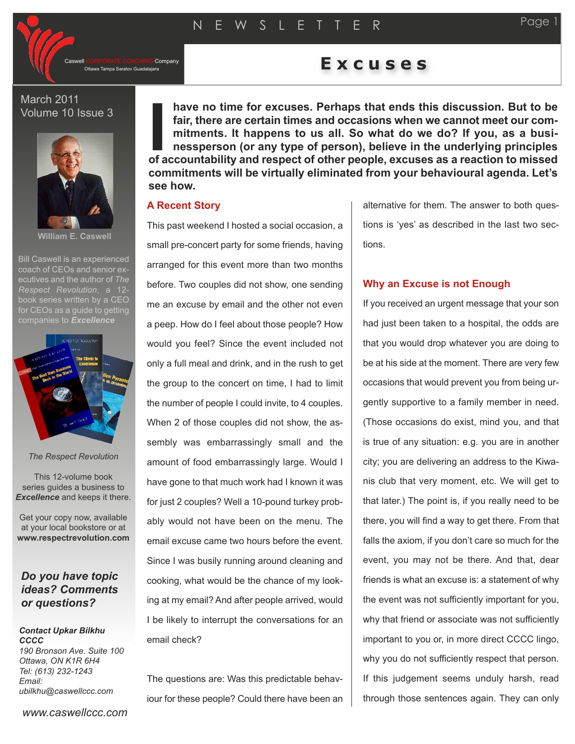# Excuses

Caswell CORPORATE COACHING Company
Ottawa Tampa Saratov Guadalajara

March 2011
Volume 10 Issue 3

William E. Caswell

Bill Caswell is an experienced coach of CEOs and senior executives and the author of *The Respect Revolution*, a 12-book series written by a CEO for CEOs as a guide to getting companies to ***Excellence***

*The Respect Revolution*

This 12-volume book series guides a business to ***Excellence*** and keeps it there.

Get your copy now, available at your local bookstore or at **www.respectrevolution.com**

***Do you have topic ideas? Comments or questions?***

***Contact Upkar Bilkhu***
***CCCC***
*190 Bronson Ave. Suite 100*
*Ottawa, ON K1R 6H4*
*Tel: (613) 232-1243*
*Email:*
*ubilkhu@caswellccc.com*

*www.caswellccc.com*

**I have no time for excuses. Perhaps that ends this discussion. But to be fair, there are certain times and occasions when we cannot meet our commitments. It happens to us all. So what do we do? If you, as a businessperson (or any type of person), believe in the underlying principles of accountability and respect of other people, excuses as a reaction to missed commitments will be virtually eliminated from your behavioural agenda. Let's see how.**

## A Recent Story

This past weekend I hosted a social occasion, a small pre-concert party for some friends, having arranged for this event more than two months before. Two couples did not show, one sending me an excuse by email and the other not even a peep. How do I feel about those people? How would you feel? Since the event included not only a full meal and drink, and in the rush to get the group to the concert on time, I had to limit the number of people I could invite, to 4 couples. When 2 of those couples did not show, the assembly was embarrassingly small and the amount of food embarrassingly large. Would I have gone to that much work had I known it was for just 2 couples? Well a 10-pound turkey probably would not have been on the menu. The email excuse came two hours before the event. Since I was busily running around cleaning and cooking, what would be the chance of my looking at my email? And after people arrived, would I be likely to interrupt the conversations for an email check?

The questions are: Was this predictable behaviour for these people? Could there have been an alternative for them. The answer to both questions is 'yes' as described in the last two sections.

## Why an Excuse is not Enough

If you received an urgent message that your son had just been taken to a hospital, the odds are that you would drop whatever you are doing to be at his side at the moment. There are very few occasions that would prevent you from being urgently supportive to a family member in need. (Those occasions do exist, mind you, and that is true of any situation: e.g. you are in another city; you are delivering an address to the Kiwanis club that very moment, etc. We will get to that later.) The point is, if you really need to be there, you will find a way to get there. From that falls the axiom, if you don't care so much for the event, you may not be there. And that, dear friends is what an excuse is: a statement of why the event was not sufficiently important for you, why that friend or associate was not sufficiently important to you or, in more direct CCCC lingo, why you do not sufficiently respect that person. If this judgement seems unduly harsh, read through those sentences again. They can only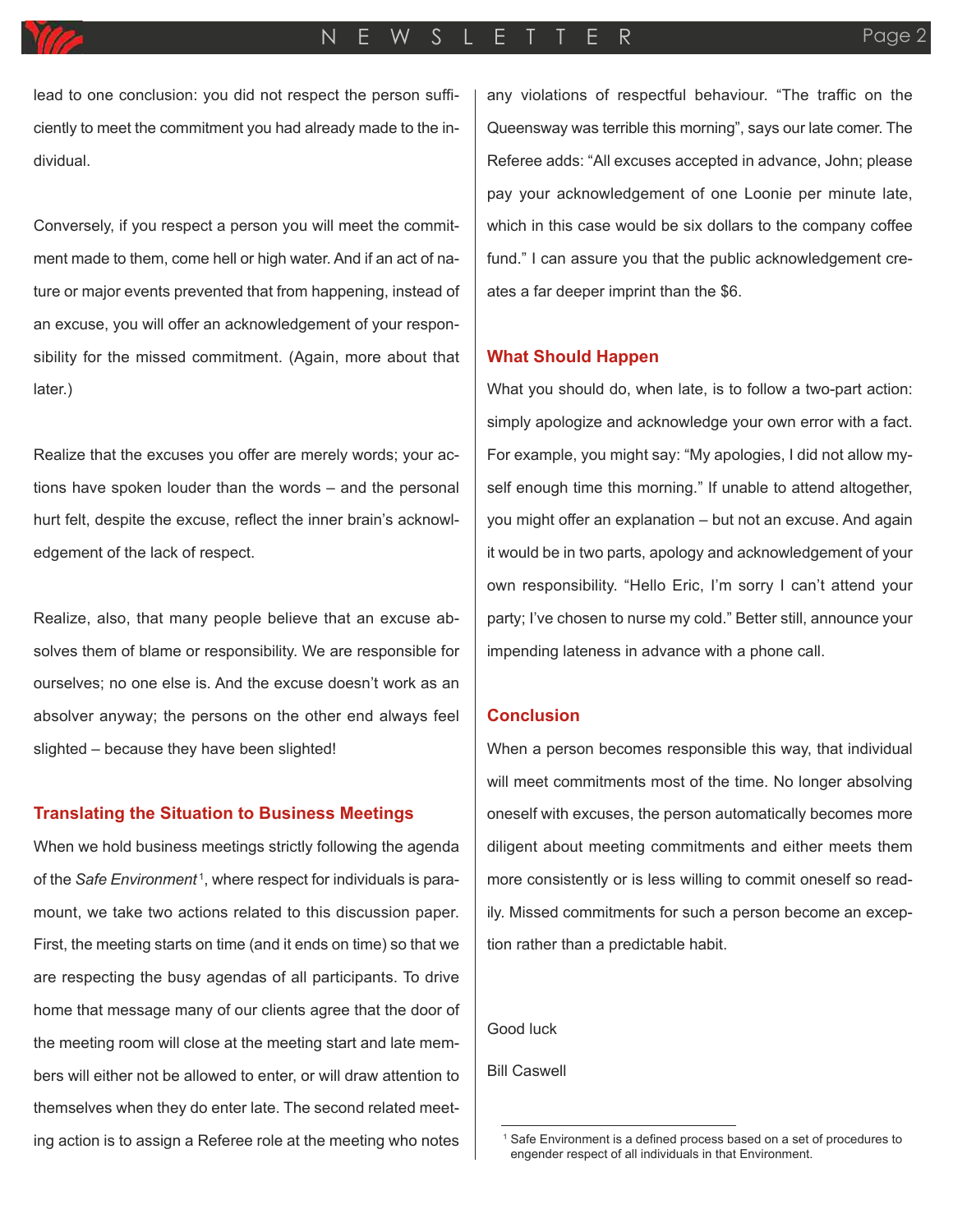lead to one conclusion: you did not respect the person sufficiently to meet the commitment you had already made to the individual.

Conversely, if you respect a person you will meet the commitment made to them, come hell or high water. And if an act of nature or major events prevented that from happening, instead of an excuse, you will offer an acknowledgement of your responsibility for the missed commitment. (Again, more about that later.)

Realize that the excuses you offer are merely words; your actions have spoken louder than the words – and the personal hurt felt, despite the excuse, reflect the inner brain's acknowledgement of the lack of respect.

Realize, also, that many people believe that an excuse absolves them of blame or responsibility. We are responsible for ourselves; no one else is. And the excuse doesn't work as an absolver anyway; the persons on the other end always feel slighted – because they have been slighted!

## Translating the Situation to Business Meetings

When we hold business meetings strictly following the agenda of the *Safe Environment*[1], where respect for individuals is paramount, we take two actions related to this discussion paper. First, the meeting starts on time (and it ends on time) so that we are respecting the busy agendas of all participants. To drive home that message many of our clients agree that the door of the meeting room will close at the meeting start and late members will either not be allowed to enter, or will draw attention to themselves when they do enter late. The second related meeting action is to assign a Referee role at the meeting who notes any violations of respectful behaviour. "The traffic on the Queensway was terrible this morning", says our late comer. The Referee adds: "All excuses accepted in advance, John; please pay your acknowledgement of one Loonie per minute late, which in this case would be six dollars to the company coffee fund." I can assure you that the public acknowledgement creates a far deeper imprint than the $6.

## What Should Happen

What you should do, when late, is to follow a two-part action: simply apologize and acknowledge your own error with a fact. For example, you might say: "My apologies, I did not allow myself enough time this morning." If unable to attend altogether, you might offer an explanation – but not an excuse. And again it would be in two parts, apology and acknowledgement of your own responsibility. "Hello Eric, I'm sorry I can't attend your party; I've chosen to nurse my cold." Better still, announce your impending lateness in advance with a phone call.

## Conclusion

When a person becomes responsible this way, that individual will meet commitments most of the time. No longer absolving oneself with excuses, the person automatically becomes more diligent about meeting commitments and either meets them more consistently or is less willing to commit oneself so readily. Missed commitments for such a person become an exception rather than a predictable habit.

Good luck

Bill Caswell

---

[1] Safe Environment is a defined process based on a set of procedures to engender respect of all individuals in that Environment.